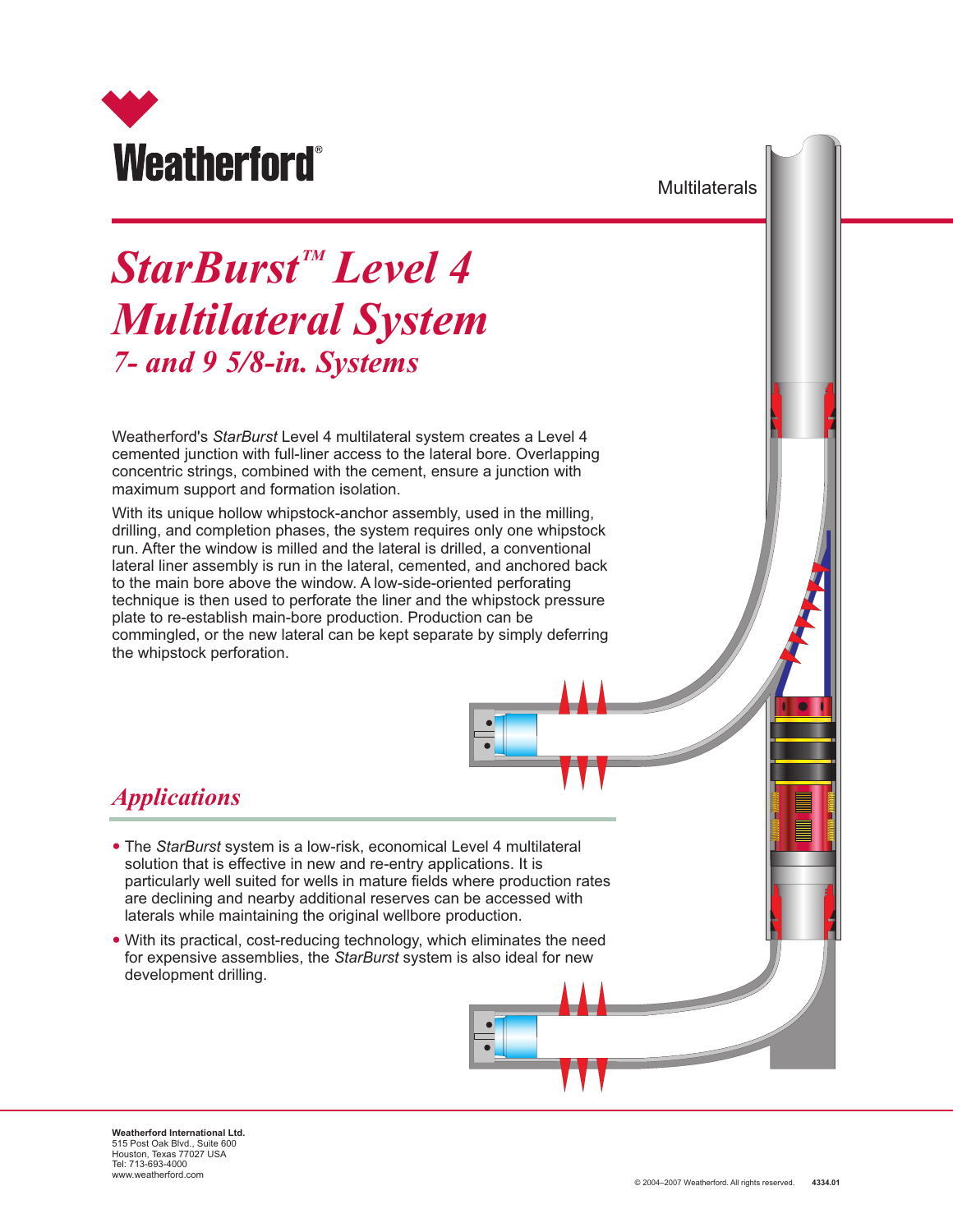Weatherford®

Multilaterals

# *StarBurst™ Level 4 Multilateral System*

## *7- and 9 5/8-in. Systems*

Weatherford's *StarBurst* Level 4 multilateral system creates a Level 4 cemented junction with full-liner access to the lateral bore. Overlapping concentric strings, combined with the cement, ensure a junction with maximum support and formation isolation.

With its unique hollow whipstock-anchor assembly, used in the milling, drilling, and completion phases, the system requires only one whipstock run. After the window is milled and the lateral is drilled, a conventional lateral liner assembly is run in the lateral, cemented, and anchored back to the main bore above the window. A low-side-oriented perforating technique is then used to perforate the liner and the whipstock pressure plate to re-establish main-bore production. Production can be commingled, or the new lateral can be kept separate by simply deferring the whipstock perforation.

## *Applications*

- The *StarBurst* system is a low-risk, economical Level 4 multilateral solution that is effective in new and re-entry applications. It is particularly well suited for wells in mature fields where production rates are declining and nearby additional reserves can be accessed with laterals while maintaining the original wellbore production.
- With its practical, cost-reducing technology, which eliminates the need for expensive assemblies, the *StarBurst* system is also ideal for new development drilling.

**Weatherford International Ltd.**
515 Post Oak Blvd., Suite 600
Houston, Texas 77027 USA
Tel: 713-693-4000
www.weatherford.com

© 2004–2007 Weatherford. All rights reserved. **4334.01**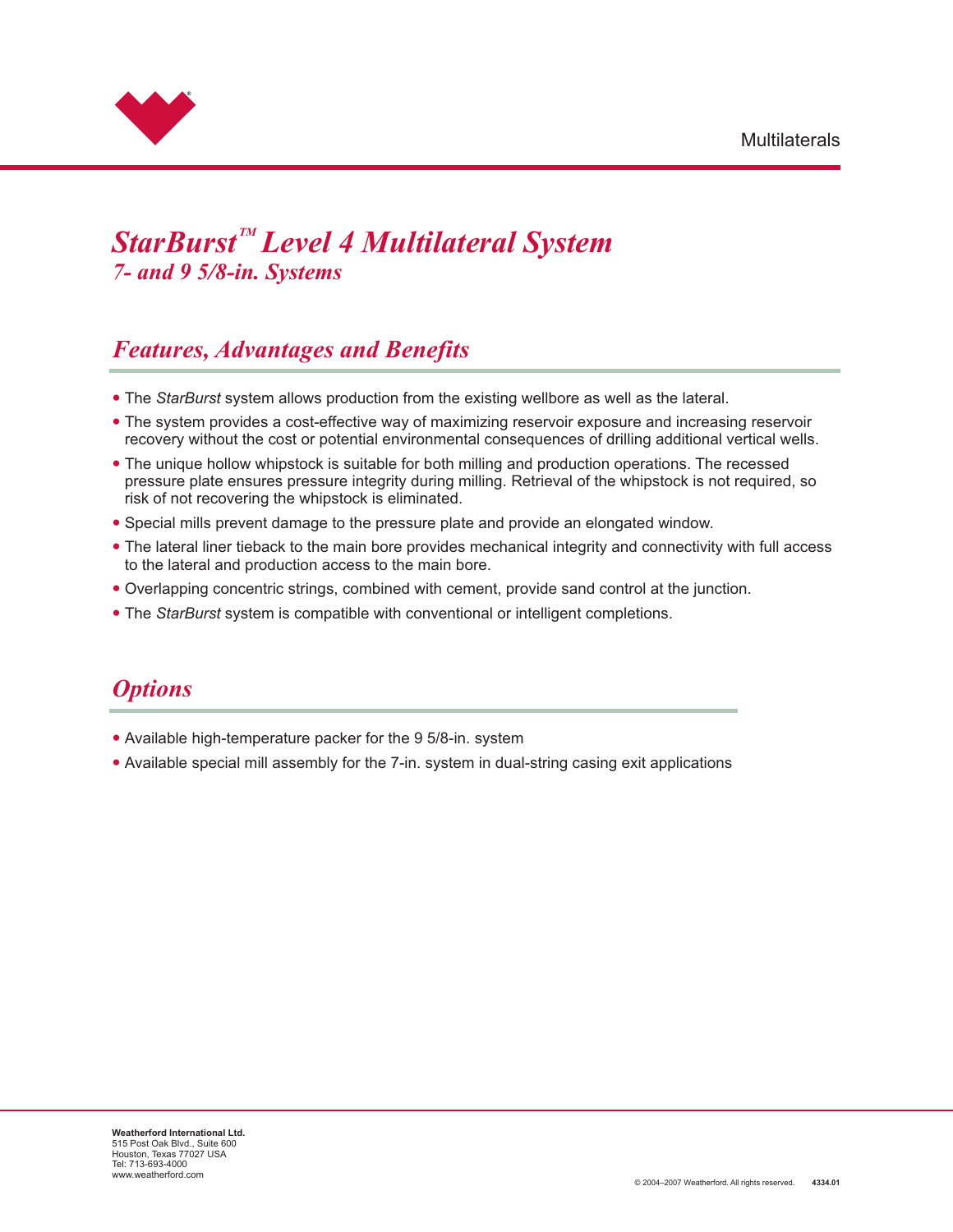# *StarBurst™ Level 4 Multilateral System*
## *7- and 9 5/8-in. Systems*

## *Features, Advantages and Benefits*

- The *StarBurst* system allows production from the existing wellbore as well as the lateral.
- The system provides a cost-effective way of maximizing reservoir exposure and increasing reservoir recovery without the cost or potential environmental consequences of drilling additional vertical wells.
- The unique hollow whipstock is suitable for both milling and production operations. The recessed pressure plate ensures pressure integrity during milling. Retrieval of the whipstock is not required, so risk of not recovering the whipstock is eliminated.
- Special mills prevent damage to the pressure plate and provide an elongated window.
- The lateral liner tieback to the main bore provides mechanical integrity and connectivity with full access to the lateral and production access to the main bore.
- Overlapping concentric strings, combined with cement, provide sand control at the junction.
- The *StarBurst* system is compatible with conventional or intelligent completions.

## *Options*

- Available high-temperature packer for the 9 5/8-in. system
- Available special mill assembly for the 7-in. system in dual-string casing exit applications

**Weatherford International Ltd.**
515 Post Oak Blvd., Suite 600
Houston, Texas 77027 USA
Tel: 713-693-4000
www.weatherford.com

© 2004–2007 Weatherford. All rights reserved. **4334.01**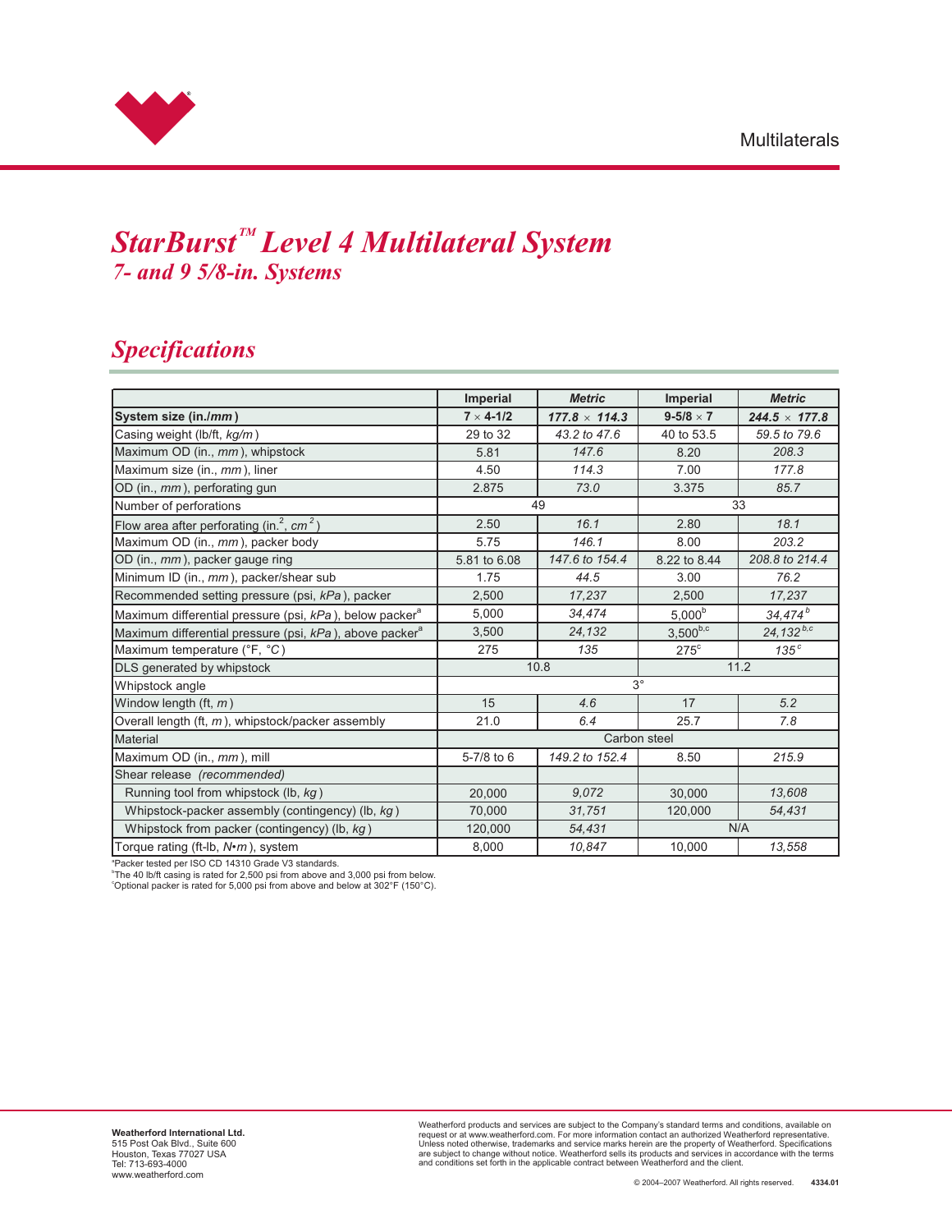# *StarBurst™ Level 4 Multilateral System*

## *7- and 9 5/8-in. Systems*

## *Specifications*

| | Imperial | *Metric* | Imperial | *Metric* |
|---|---|---|---|---|
| **System size (in./*mm*)** | **7 × 4-1/2** | ***177.8 × 114.3*** | **9-5/8 × 7** | ***244.5 × 177.8*** |
| Casing weight (lb/ft, *kg/m*) | 29 to 32 | *43.2 to 47.6* | 40 to 53.5 | *59.5 to 79.6* |
| Maximum OD (in., *mm*), whipstock | 5.81 | *147.6* | 8.20 | *208.3* |
| Maximum size (in., *mm*), liner | 4.50 | *114.3* | 7.00 | *177.8* |
| OD (in., *mm*), perforating gun | 2.875 | *73.0* | 3.375 | *85.7* |
| Number of perforations | 49 | | 33 | |
| Flow area after perforating (in.$^2$, *cm*$^2$) | 2.50 | *16.1* | 2.80 | *18.1* |
| Maximum OD (in., *mm*), packer body | 5.75 | *146.1* | 8.00 | *203.2* |
| OD (in., *mm*), packer gauge ring | 5.81 to 6.08 | *147.6 to 154.4* | 8.22 to 8.44 | *208.8 to 214.4* |
| Minimum ID (in., *mm*), packer/shear sub | 1.75 | *44.5* | 3.00 | *76.2* |
| Recommended setting pressure (psi, *kPa*), packer | 2,500 | *17,237* | 2,500 | *17,237* |
| Maximum differential pressure (psi, *kPa*), below packer[a] | 5,000 | *34,474* | 5,000[b] | *34,474*[b] |
| Maximum differential pressure (psi, *kPa*), above packer[a] | 3,500 | *24,132* | 3,500[b,c] | *24,132*[b,c] |
| Maximum temperature (°F, °*C*) | 275 | *135* | 275[c] | *135*[c] |
| DLS generated by whipstock | 10.8 | | 11.2 | |
| Whipstock angle | 3° | | | |
| Window length (ft, *m*) | 15 | *4.6* | 17 | *5.2* |
| Overall length (ft, *m*), whipstock/packer assembly | 21.0 | *6.4* | 25.7 | *7.8* |
| Material | Carbon steel | | | |
| Maximum OD (in., *mm*), mill | 5-7/8 to 6 | *149.2 to 152.4* | 8.50 | *215.9* |
| Shear release *(recommended)* | | | | |
| Running tool from whipstock (lb, *kg*) | 20,000 | *9,072* | 30,000 | *13,608* |
| Whipstock-packer assembly (contingency) (lb, *kg*) | 70,000 | *31,751* | 120,000 | *54,431* |
| Whipstock from packer (contingency) (lb, *kg*) | 120,000 | *54,431* | N/A | |
| Torque rating (ft-lb, *N•m*), system | 8,000 | *10,847* | 10,000 | *13,558* |

[a]Packer tested per ISO CD 14310 Grade V3 standards.
[b]The 40 lb/ft casing is rated for 2,500 psi from above and 3,000 psi from below.
[c]Optional packer is rated for 5,000 psi from above and below at 302°F (150°C).

**Weatherford International Ltd.**
515 Post Oak Blvd., Suite 600
Houston, Texas 77027 USA
Tel: 713-693-4000
www.weatherford.com

Weatherford products and services are subject to the Company's standard terms and conditions, available on request or at www.weatherford.com. For more information contact an authorized Weatherford representative. Unless noted otherwise, trademarks and service marks herein are the property of Weatherford. Specifications are subject to change without notice. Weatherford sells its products and services in accordance with the terms and conditions set forth in the applicable contract between Weatherford and the client.

© 2004–2007 Weatherford. All rights reserved. **4334.01**